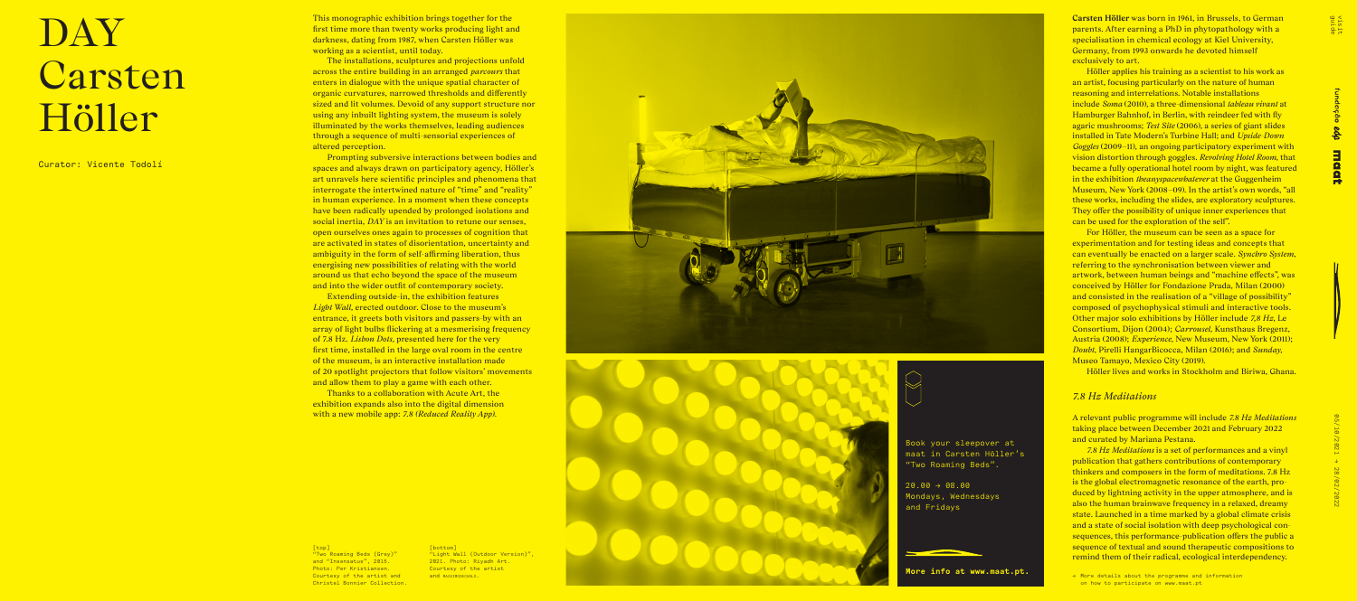# DAY Carsten Höller

Curator: Vicente Todolí

This monographic exhibition brings together for the first time more than twenty works producing light and darkness, dating from 1987, when Carsten Höller was working as a scientist, until today.

The installations, sculptures and projections unfold across the entire building in an arranged *parcours* that enters in dialogue with the unique spatial character of organic curvatures, narrowed thresholds and differently sized and lit volumes. Devoid of any support structure nor using any inbuilt lighting system, the museum is solely illuminated by the works themselves, leading audiences through a sequence of multi-sensorial experiences of altered perception.

Prompting subversive interactions between bodies and spaces and always drawn on participatory agency, Höller's art unravels here scientific principles and phenomena that interrogate the intertwined nature of "time" and "reality" in human experience. In a moment when these concepts have been radically upended by prolonged isolations and social inertia, *DAY* is an invitation to retune our senses, open ourselves ones again to processes of cognition that are activated in states of disorientation, uncertainty and ambiguity in the form of self-affirming liberation, thus energising new possibilities of relating with the world around us that echo beyond the space of the museum and into the wider outfit of contemporary society.

Extending outside-in, the exhibition features *Light Wall*, erected outdoor. Close to the museum's entrance, it greets both visitors and passers-by with an array of light bulbs flickering at a mesmerising frequency of 7.8 Hz. *Lisbon Dots*, presented here for the very first time, installed in the large oval room in the centre of the museum, is an interactive installation made of 20 spotlight projectors that follow visitors' movements and allow them to play a game with each other.

Thanks to a collaboration with Acute Art, the exhibition expands also into the digital dimension with a new mobile app: *7.8 (Reduced Reality App)*.

[top]
"Two Roaming Beds (Grey)" and "Insensatus", 2015. Photo: Per Kristiansen. Courtesy of the artist and Christel Bonnier Collection.

[bottom]
"Light Wall (Outdoor Version)", 2021. Photo: Riyadh Art. Courtesy of the artist and ...

Book your sleepover at maat in Carsten Höller's "Two Roaming Beds".

20.00 → 08.00
Mondays, Wednesdays and Fridays

**More info at www.maat.pt.**

**Carsten Höller** was born in 1961, in Brussels, to German parents. After earning a PhD in phytopathology with a specialisation in chemical ecology at Kiel University, Germany, from 1993 onwards he devoted himself exclusively to art.

Höller applies his training as a scientist to his work as an artist, focusing particularly on the nature of human reasoning and interrelations. Notable installations include *Soma* (2010), a three-dimensional *tableau vivant* at Hamburger Bahnhof, in Berlin, with reindeer fed with fly agaric mushrooms; *Test Site* (2006), a series of giant slides installed in Tate Modern's Turbine Hall; and *Upside-Down Goggles* (2009–11), an ongoing participatory experiment with vision distortion through goggles. *Revolving Hotel Room*, that became a fully operational hotel room by night, was featured in the exhibition *theanyspacewhatever* at the Guggenheim Museum, New York (2008–09). In the artist's own words, "all these works, including the slides, are exploratory sculptures. They offer the possibility of unique inner experiences that can be used for the exploration of the self".

For Höller, the museum can be seen as a space for experimentation and for testing ideas and concepts that can eventually be enacted on a larger scale. *Synchro System*, referring to the synchronisation between viewer and artwork, between human beings and "machine effects", was conceived by Höller for Fondazione Prada, Milan (2000) and consisted in the realisation of a "village of possibility" composed of psychophysical stimuli and interactive tools. Other major solo exhibitions by Höller include *7,8 Hz*, Le Consortium, Dijon (2004); *Carrousel*, Kunsthaus Bregenz, Austria (2008); *Experience*, New Museum, New York (2011); *Doubt*, Pirelli HangarBicocca, Milan (2016); and *Sunday*, Museo Tamayo, Mexico City (2019).

Höller lives and works in Stockholm and Biriwa, Ghana.

## *7.8 Hz Meditations*

A relevant public programme will include *7.8 Hz Meditations* taking place between December 2021 and February 2022 and curated by Mariana Pestana.

*7.8 Hz Meditations* is a set of performances and a vinyl publication that gathers contributions of contemporary thinkers and composers in the form of meditations. 7.8 Hz is the global electromagnetic resonance of the earth, produced by lightning activity in the upper atmosphere, and is also the human brainwave frequency in a relaxed, dreamy state. Launched in a time marked by a global climate crisis and a state of social isolation with deep psychological consequences, this performance-publication offers the public a sequence of textual and sound therapeutic compositions to remind them of their radical, ecological interdependency.

→ More details about the programme and information on how to participate on www.maat.pt

visit guide

fundação edp maat

06/10/2021 → 28/02/2022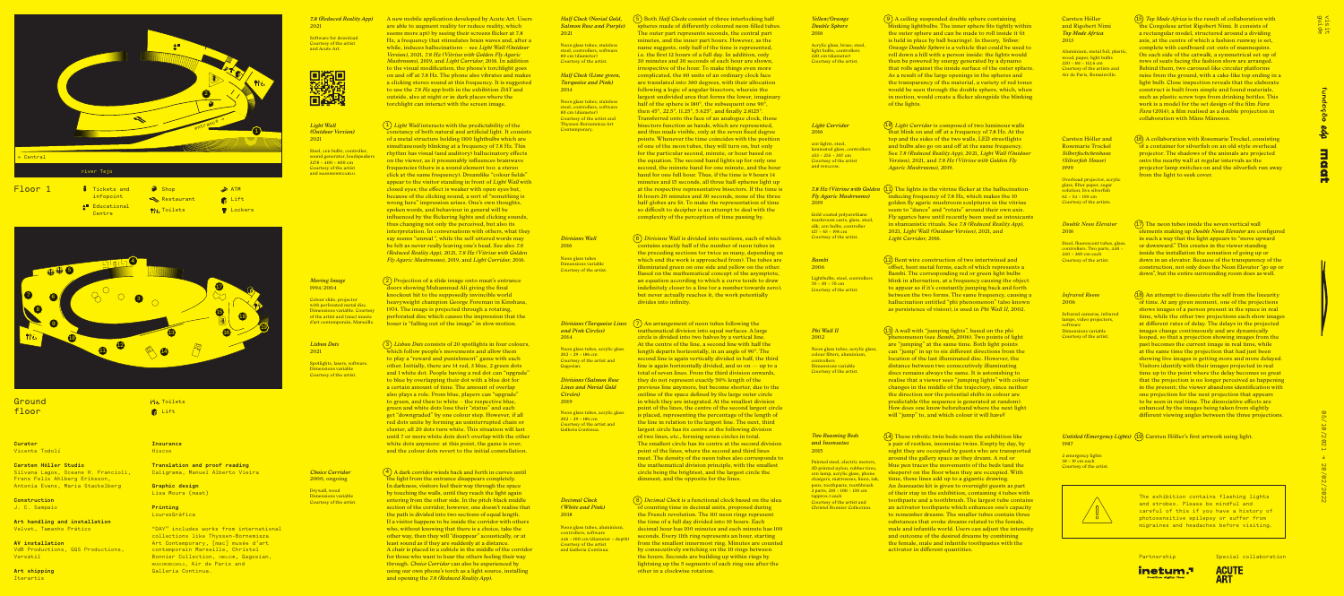*7.8 (Reduced Reality App)*
2021

Software for download
Courtesy of the artist and Acute Art.

A new mobile application developed by Acute Art. Users are able to augment reality for reduce reality, which seems more apt) by seeing their screens flicker at 7.8 Hz, a frequency that stimulates brain waves and, after a while, induces hallucinations – see *Light Wall (Outdoor Version)*, 2021, *7.8 Hz (Vitrine with Golden Fly Agaric Mushrooms)*, 2019, and *Light Corridor*, 2016. In addition to the visual modification, the phone's torchlight goes on and off at 7.8 Hz. The phone also vibrates and makes a clicking stereo sound at this frequency. It is suggested to use the *7.8 Hz app* both in the exhibition DAY and outside, also at night or in dark places where the torchlight can interact with the screen image.

river Tejo

Central

entrance

Floor 1

Tickets and infopoint
Educational Centre
Shop
Restaurant
Toilets
ATM
Lift
Lockers

*Light Wall (Outdoor Version)*
2021

Steel, LED bulbs, controller, sound generator, loudspeakers
228 × 490 × 800 cm
Courtesy of the artist and MAAT/EDP.

(1) *Light Wall* interacts with the predictability of the constancy of both natural and artificial light. It consists of a metal structure holding 1100 lightbulbs which are simultaneously blinking at a frequency of 7.8 Hz. This rhythm has visual (and auditory) hallucinatory effects on the viewer, as it presumably influences brainwave frequencies (there is a sound element too: a stereo click at the same frequency). Dreamlike "colour fields" appear to the visitor standing in front of *Light Wall* with closed eyes; the effect is weaker with open eyes but, because of the clicking sound, a sort of "something is wrong here" impression arises. One's own thoughts, spoken words, and behaviour in general will be influenced by the flickering lights and clicking sounds, thus changing not only the perceived, but also its interpretation. In conversations with others, what they say seems "unreal", while the self-uttered words may be felt as never really leaving one's head. See also *7.8 (Reduced Reality App)*, 2021, *7.8 Hz (Vitrine with Golden Fly Agaric Mushrooms)*, 2019, and *Light Corridor*, 2016.

Ground floor

Toilets
Lift

*Moving Image*
1994/2004

Colour slide, projector with perforated metal disc
Dimensions variable. Courtesy of the artist and (mac) musée d'art contemporain, Marseille.

(2) Projection of a slide image onto MAAT's entrance doors showing Muhammad Ali giving the final knockout hit to the supposedly invincible world heavyweight champion George Foreman in Kinshasa, 1974. The image is projected through a rotating, perforated disc which causes the impression that the boxer is "falling out of the image" in slow motion.

*Lisbon Dots*
2021

Spotlights, lasers, software
Dimensions variable
Courtesy of the artist.

(3) *Lisbon Dots* consists of 20 spotlights in four colours, which follow people's movements and allow them to play a "reward and punishment" game with each other. Initially, there are 14 red, 3 blue, 2 green dots and 1 white dot. People having a red dot can "upgrade" to blue by overlapping their dot with a blue dot for a certain amount of time. The amount of overlap also plays a role. From blue, players can "upgrade" to green, and then to white – the respective blue, green and white dots lose their "status" and each get "downgraded" by one colour step. However, if all red dots unite by forming an uninterrupted chain or cluster, all 20 dots turn white. This situation will last until 7 or more white dots don't overlap with the other white dots anymore: at this point, the game is over, and the colour dots revert to the initial constellation.

*Choice Corridor*
2000, ongoing

Drywall, wood
Dimensions variable
Courtesy of the artist.

(4) A dark corridor winds back and forth in curves until the light from the entrance disappears completely. In darkness, visitors find their way through the space by touching the walls, until they reach the light again entering from the other side. In the pitch black middle section of the corridor, however, one doesn't realise that the path is divided into two sections of equal length. If a visitor happens to be inside the corridor with others who, without knowing that there is a choice, take the other way, then they will "disappear" acoustically, or at least sound as if they are suddenly at a distance. A chair is placed in a cubicle in the middle of the corridor for those who want to hear the others feeling their way through. *Choice Corridor* can also be experienced by using our own phone's torch as a light source, installing and opening the *7.8 (Reduced Reality App)*.

*Half Clock (Neriod Gold, Salmon Rose and Purple)*
2021

Neon glass tubes, stainless steel, controllers, software
80 cm (diameter)
Courtesy of the artist.

*Half Clock (Lime green, Turquoise and Pink)*
2014

Neon glass tubes, stainless steel, controllers, software
80 cm (diameter)
Courtesy of the artist and Thyssen-Bornemisza Art Contemporary.

(5) Both *Half Clocks* consist of three interlocking hall spheres made of differently coloured neon-filled tubes. The outer part represents seconds, the central part minutes, and the inner part hours. However, as the name suggests, only half of the time is represented, i.e. the first 12 hours of a full day. In addition, only 30 minutes and 30 seconds of each hour are shown, irrespective of the hour. To make things even more complicated, the 60 units of an ordinary clock face are translated into 360 degrees, with their allocation following a logic of angular bisectors, wherein the largest undivided area that forms the lower, imaginary half of the sphere is 180°, the subsequent one 90°, then 45°, 22.5°, 11.25°, 5.625°, and finally 2.8125°. Transferred onto the face of an analogue clock, these bisectors function as hands, which are represented, and thus made visible, only at the seven fixed degree points. Whenever the time coincides with the position of one of the neon tubes, they will turn on, but only for the particular second, minute, or hour based on the equation. The second hand lights up for only one second, the minute hand for one minute, and the hour hand for one full hour. Thus, if the time is 9 hours 14 minutes and 15 seconds, all three half-spheres light up at the respective representative bisectors. If the time is 16 hours 20 minutes and 30 seconds, none of the three half-globes are lit. To make the representation of time so difficult to decipher is an attempt to deal with the complexity of the perception of time passing by.

*Divisions Wall*
2006

Neon glass tubes
Dimensions variable
Courtesy of the artist.

(6) *Divisions Wall* is divided into sections, each of which contains exactly half of the number of neon tubes in the preceding sections (or twice as many, depending on which end the work is approached from). The tubes are illuminated green on one side and yellow on the other. Based on the mathematical concept of the asymptote, an equation according to which a curve tends to draw indefinitely closer to a line (or a number towards zero), but never actually reaches it, the work potentially divides into infinity.

*Divisions (Turquoise Lines and Pink Circles)*
2014

Neon glass tubes, acrylic glass
202 × 39 × 186 cm
Courtesy of the artist and Gagosian.

*Divisions (Salmon Rose Lines and Neriod Gold Circles)*
2019

Neon glass tubes, acrylic glass
202 × 39 × 186 cm
Courtesy of the artist and Galleria Continua.

(7) An arrangement of neon tubes following the mathematical division into equal surfaces. A large circle is divided into two halves by a vertical line. At the centre of the line, a second line with half the length departs horizontally, in an angle of 90°. The second line is again vertically divided in half, the third line is again horizontally divided, and so on – up to a total of seven lines. From the third division onwards, they do not represent exactly 50% length of the previous line anymore, but become shorter, due to the outline of the space defined by the large outer circle in which they are integrated. At the smallest division point of the lines, the centre of the second largest circle is placed, representing the percentage of the length of the line in relation to the largest line. The next, third largest circle has its centre at the following division of two lines, etc., forming seven circles in total. The smallest circle has its centre at the second division point of the lines, where the second and third lines meet. The density of the neon tubes also corresponds to the mathematical division principle, with the smallest circle being the brightest, and the largest circle the dimmest, and the opposite for the lines.

*Decimal Clock (White and Pink)*
2018

Neon glass tubes, aluminium, controllers, software
3,5 × 100 cm (diameter × depth)
Courtesy of the artist and Galleria Continua.

(8) *Decimal Clock* is a functional clock based on the idea of counting time in decimal units, proposed during the French revolution. The 100 neon rings represent the time of a full day divided into 10 hours. Each decimal hour has 100 minutes and each minute has 100 seconds. Every fifth ring represents an hour, starting from the innermost ring. Minutes are counted by consecutively switching on the 10 rings between the hours. Seconds are building up within rings by lighting up the 5 segments of each ring one after the other in a clockwise rotation.

*Yellow/Orange Double Sphere*
2006

Acrylic glass, brass, steel, light bulbs, controllers
220 cm (diameter)
Courtesy of the artist.

(9) A ceiling-suspended double sphere containing blinking lightbulbs. The inner sphere fits tightly within the outer one and can be made to roll inside it (it is held in place by ball bearings). In theory, *Yellow/Orange Double Sphere* is a vehicle that could be used to roll down a hill with a person inside: the lights would then be powered by energy generated by a dynamo that rolls against the inside surface of the outer sphere. As a result of the large openings in the spheres and the transparency of the material, a variety of red tones would be seen through the double sphere, which, when in motion, would create a flicker alongside the blinking of the lights.

*Light Corridor*
2016

LED lights, steel, laminated glass, controllers
245 × 250 × 897 cm
Courtesy of the artist and invisible.

(10) *Light Corridor* is composed of two luminous walls that blink on and off at a frequency of 7.8 Hz. At the top and the sides of the two walls, LED streetlights and bulbs are go on and off at the same frequency. See *7.8 (Reduced Reality App)*, 2021, *Light Wall (Outdoor Version)*, 2021, and *7.8 Hz (Vitrine with Golden Fly Agaric Mushrooms)*, 2019.

*7.8 Hz (Vitrine with Golden Fly Agaric Mushrooms)*
2019

Gold-coated polyurethane mushroom casts, glass, steel, silk, LED bulbs, controller
127 × 60 × 398 cm
Courtesy of the artist.

(11) The lights in the vitrine flicker at the hallucination-inducing frequency of 7.8 Hz, which makes the 10 golden fly agaric mushroom sculptures in the vitrine seem to "dance" and "rotate" around their own axis. Fly agarics have until recently been used as intoxicants in shamanistic rituals. See *7.8 (Reduced Reality App)*, 2021, *Light Wall (Outdoor Version)*, 2021, and *Light Corridor*, 2016.

*Bambi*
2006

Lightbulbs, steel, controllers
70 × 36 × 15 cm
Courtesy of the artist.

(12) Bent wire construction of two intertwined and offset, bent metal forms, each of which represents a Bambi. The corresponding red or green light bulbs blink in alternation, at a frequency causing the object to appear as if it were constantly jumping back and forth between the two forms. The same frequency, causing a hallucination entitled "phi phenomenon" (also known as persistence of vision), is used in *Phi Wall II*, 2002.

*Phi Wall II*
2002

Neon glass tubes, acrylic glass, colour filters, aluminium, controllers
Dimensions variable
Courtesy of the artist.

(13) A wall with "jumping lights", based on the phi phenomenon (see *Bambi*, 2006). Two points of light are "jumping" at the same time. Both light points can "jump" in up to six different directions from the location of the last illuminated disc. However, the distance between two consecutively illuminating discs remains always the same. It is astonishing to realise that a viewer sees "jumping lights" with colour changes in the middle of the trajectory, since neither the direction nor the potential shifts in colour are predictable (the sequence is generated at random). How does one know beforehand where the next light will "jump" to, and which colour it will have?

*Two Roaming Beds and Insomniacs*
2005

Painted steel, electric motors, 3D-printed nylon, rubber tires, um lamp, acrylic glass, phone chargers, mattresses, linen, ink, pen, toothpaste, toothbrush
2 parts, 201 × 100 × 120 cm (approx.) each
Courtesy of the artist and Christel Bonnier Collection.

(14) These robotic twin beds roam the exhibition like a pair of restless, insomniac twins. Empty by day, by night they are occupied by guests who are transported around the gallery space as they dream. A red or blue pen traces the movements of the beds (and the sleepers) on the floor while they are occupied. With time, these lines add up to a gigantic drawing. *An Insomniac* kit is given to overnight guests as part of their stay in the exhibition, containing 4 tubes with toothpaste and a toothbrush. The largest tube contains an activator toothpaste which enhances one's capacity to remember dreams. The smaller tubes contain three substances that evoke dreams related to the female, male and infantile world. Users can adjust the intensity and outcome of the desired dreams by combining the female, male and infantile toothpastes with the activator in different quantities.

Carsten Höller and Rigobert Nimi
*Top Mode Africa*
2013

Aluminium, metal foil, plastic, wood, paper, light bulbs
220 × 80 × 112.8 cm
Courtesy of the artists and Air de Paris, Romainville.

(15) *Top Mode Africa* is the result of collaboration with the Congolese artist Rigobert Nimi. It consists of a rectangular metal, structured around a dividing axis, at the centre of which a fashion runway is set, complete with cardboard cut-outs of mannequins. On each side of the catwalk, a symmetrical set-up of rows of seats facing the fashion show are arranged. Behind them, two carousel-like circular platforms raise from the ground, with a cake-like top ending in a light bulb. Close inspection reveals that the elaborate construct is built from simple and found materials, such as plastic screw tops from drinking bottles. This work is a model for the set design of the film *Fara Fara* (2014), a film realised as a double projection in collaboration with Måns Månsson.

Carsten Höller and Rosemarie Trockel
*Silberfischchenhaus (Silverfish House)*
1999

Overhead projector, acrylic glass, filter paper, sugar solution, live silverfish
62 × 54 × 130 cm
Courtesy of the artists.

(16) A collaboration with Rosemarie Trockel, consisting of a container for silverfish on an old-style overhead projector. The shadows of the animals are projected onto the nearby wall at regular intervals as the projector lamp switches on and the silverfish run away from the light to seek cover.

*Double Neon Elevator*
2016

Steel, fluorescent tubes, glass, controllers. Two parts, 429 × 240 × 360 cm each
Courtesy of the artist.

(17) The neon tubes inside the seven vertical wall elements making up *Double Neon Elevator* are configured in such a way that the light appears to "move upward or downward". This creates in the viewer standing inside the installation the sensation of going up or down in an elevator. Because of the transparency of the construction, not only does the Neon Elevator "go up or down", but the entire surrounding room does as well.

*Infrared Room*
2006

Infrared cameras, infrared lamps, video projectors, software
Dimensions variable
Courtesy of the artist.

(18) An attempt to dissociate the self from the linearity of time. At any given moment, one of the projections shows images of a person present in the space in real time, while the other two projections each show images at different rates of delay. The delays in the projected images change continuously and are dynamically looped, so that a projection showing images from the past becomes the current image in real time, while at the same time the projection that had just been showing live images is getting more and more delayed. Visitors identify with their images projected in real time up to the point where the delay becomes so great that the projection is no longer perceived as happening in the present; the viewer abandons identification with one projection for the next projection that appears to be seen in real time. The dissociative effects are enhanced by the images being taken from slightly different viewing angles between the three projections.

*Untitled (Emergency Lights)*
1987

2 emergency lights
26 × 19 cm each
Courtesy of the artist.

(19) Carsten Höller's first artwork using light.

The exhibition contains flashing lights and strobes. Please be mindful and careful of this if you have a history of photosensitive epilepsy or suffer from migraines and headaches before visiting.

Partnership
inetum.
Special collaboration
ACUTE ART

06/10/2021 → 28/02/2022

visit guide

fundação edp maat

**Curator**
Vicente Todolí

**Carsten Höller Studio**
Silvana Lagos, Oceane H. Francioli, Frans Felix Ahlberg Eriksson, Antonia Evans, Maria Stackelberg

**Construction**
J. C. Sampaio

**Art handling and installation**
Velvet, Tamanho Prático

**AV installation**
VdB Productions, GGS Productions, Versátil

**Art shipping**
Iterartis

**Insurance**
Hiscox

**Translation and proof reading**
Caligrama, Manuel Alberto Vieira

**Graphic design**
Lisa Moura (maat)

**Printing**
LouresGráfica

"DAY" includes works from international collections like Thyssen-Bornemisza Art Contemporary, (mac) musée d'art contemporain Marseille, Christel Bonnier Collection, DSLCOL, Gagosian, MUDAM/MUDAM, Air de Paris and Galleria Continua.